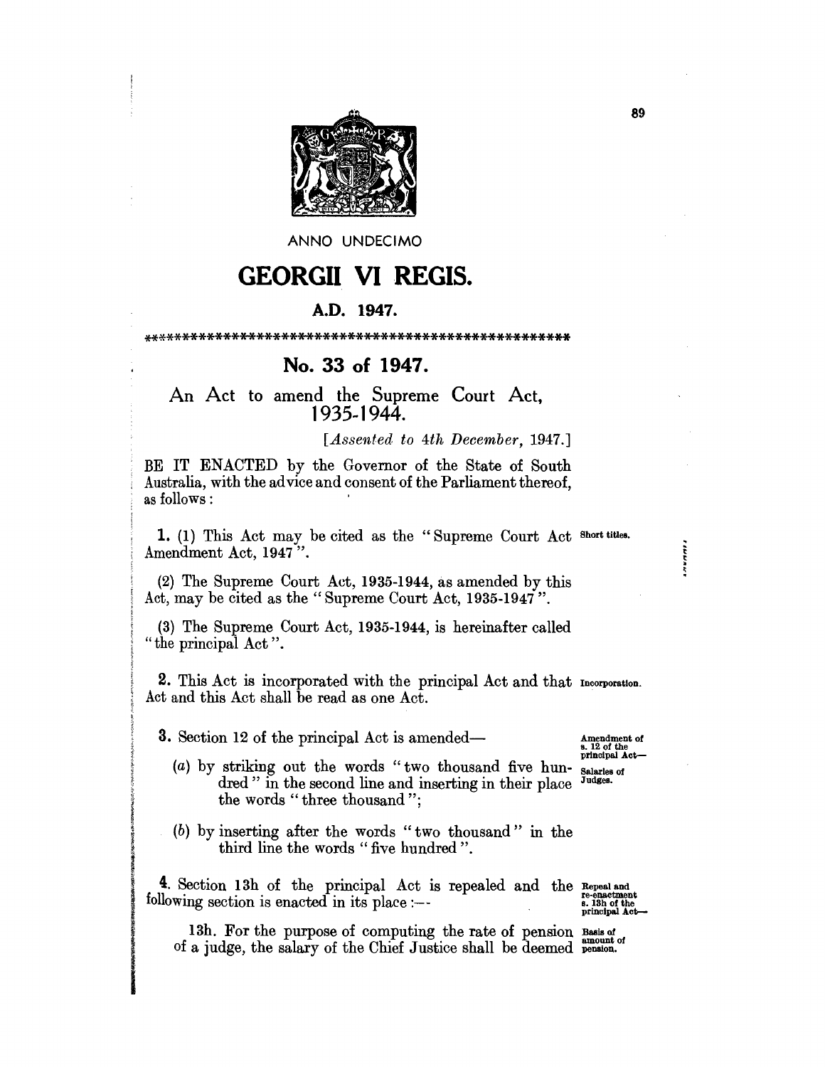ANNO UNDECIMO

# GEORGII VI REGIS.

## A.D. 1947.

\*\*\*\*\*\*\*\*\*\*\*\*\*\*\*\*\*\*\*\*\*\*\*\*\*\*\*\*\*\*\*\*\*\*\*\*\*\*\*\*\*\*\*\*\*\*\*\*\*\*\*\*\*

## No. 33 of 1947.

### An Act to amend the Supreme Court Act, 1935-1944.

[*Assented to 4th December, 1947.*]

BE IT ENACTED by the Governor of the State of South Australia, with the advice and consent of the Parliament thereof, as follows:

**1.** (1) This Act may be cited as the "Supreme Court Act Amendment Act, 1947". *Short titles.*

(2) The Supreme Court Act, 1935-1944, as amended by this Act, may be cited as the "Supreme Court Act, 1935-1947".

(3) The Supreme Court Act, 1935-1944, is hereinafter called "the principal Act".

**2.** This Act is incorporated with the principal Act and that Act and this Act shall be read as one Act. *Incorporation.*

**3.** Section 12 of the principal Act is amended— *Amendment of s. 12 of the principal Act—Salaries of Judges.*

(*a*) by striking out the words "two thousand five hundred" in the second line and inserting in their place the words "three thousand";

(*b*) by inserting after the words "two thousand" in the third line the words "five hundred".

**4.** Section 13h of the principal Act is repealed and the following section is enacted in its place:— *Repeal and re-enactment s. 13h of the principal Act—*

13h. For the purpose of computing the rate of pension of a judge, the salary of the Chief Justice shall be deemed *Basis of amount of pension.*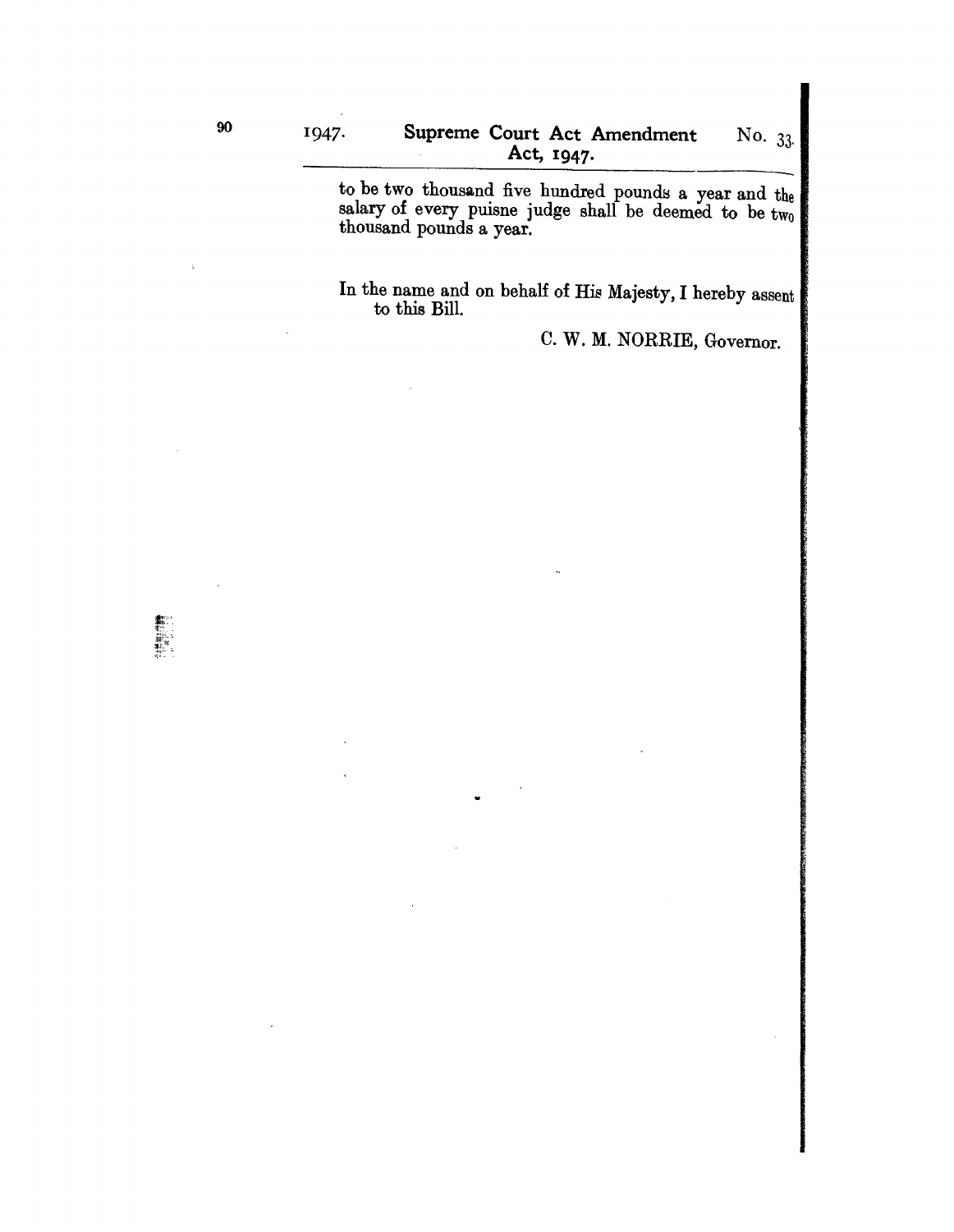to be two thousand five hundred pounds a year and the salary of every puisne judge shall be deemed to be two thousand pounds a year.

In the name and on behalf of His Majesty, I hereby assent to this Bill.

C. W. M. NORRIE, Governor.